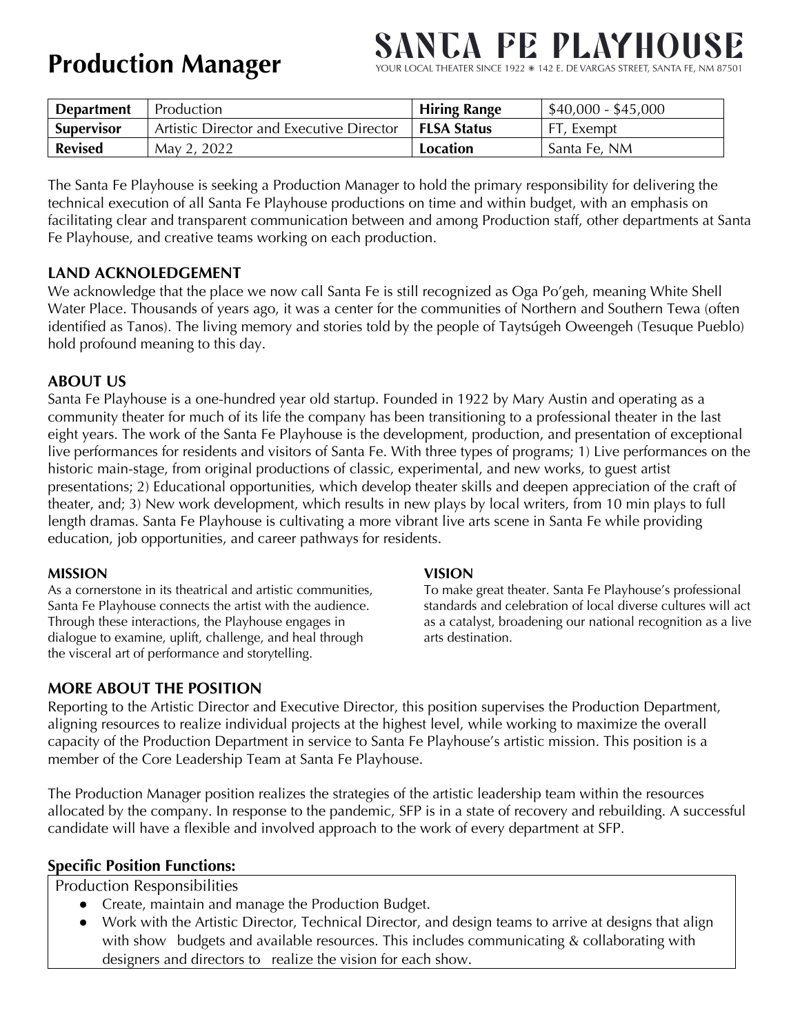# Production Manager

**SANTA FE PLAYHOUSE**

YOUR LOCAL THEATER SINCE 1922 ✳ 142 E. DE VARGAS STREET, SANTA FE, NM 87501

| **Department** | Production | **Hiring Range** | $40,000 - $45,000 |
|---|---|---|---|
| **Supervisor** | Artistic Director and Executive Director | **FLSA Status** | FT, Exempt |
| **Revised** | May 2, 2022 | **Location** | Santa Fe, NM |

The Santa Fe Playhouse is seeking a Production Manager to hold the primary responsibility for delivering the technical execution of all Santa Fe Playhouse productions on time and within budget, with an emphasis on facilitating clear and transparent communication between and among Production staff, other departments at Santa Fe Playhouse, and creative teams working on each production.

## LAND ACKNOLEDGEMENT

We acknowledge that the place we now call Santa Fe is still recognized as Oga Po'geh, meaning White Shell Water Place. Thousands of years ago, it was a center for the communities of Northern and Southern Tewa (often identified as Tanos). The living memory and stories told by the people of Taytsúgeh Oweengeh (Tesuque Pueblo) hold profound meaning to this day.

## ABOUT US

Santa Fe Playhouse is a one-hundred year old startup. Founded in 1922 by Mary Austin and operating as a community theater for much of its life the company has been transitioning to a professional theater in the last eight years. The work of the Santa Fe Playhouse is the development, production, and presentation of exceptional live performances for residents and visitors of Santa Fe. With three types of programs; 1) Live performances on the historic main-stage, from original productions of classic, experimental, and new works, to guest artist presentations; 2) Educational opportunities, which develop theater skills and deepen appreciation of the craft of theater, and; 3) New work development, which results in new plays by local writers, from 10 min plays to full length dramas. Santa Fe Playhouse is cultivating a more vibrant live arts scene in Santa Fe while providing education, job opportunities, and career pathways for residents.

### MISSION

As a cornerstone in its theatrical and artistic communities, Santa Fe Playhouse connects the artist with the audience. Through these interactions, the Playhouse engages in dialogue to examine, uplift, challenge, and heal through the visceral art of performance and storytelling.

### VISION

To make great theater. Santa Fe Playhouse's professional standards and celebration of local diverse cultures will act as a catalyst, broadening our national recognition as a live arts destination.

## MORE ABOUT THE POSITION

Reporting to the Artistic Director and Executive Director, this position supervises the Production Department, aligning resources to realize individual projects at the highest level, while working to maximize the overall capacity of the Production Department in service to Santa Fe Playhouse's artistic mission. This position is a member of the Core Leadership Team at Santa Fe Playhouse.

The Production Manager position realizes the strategies of the artistic leadership team within the resources allocated by the company. In response to the pandemic, SFP is in a state of recovery and rebuilding. A successful candidate will have a flexible and involved approach to the work of every department at SFP.

### Specific Position Functions:

Production Responsibilities

- Create, maintain and manage the Production Budget.
- Work with the Artistic Director, Technical Director, and design teams to arrive at designs that align with show budgets and available resources. This includes communicating & collaborating with designers and directors to realize the vision for each show.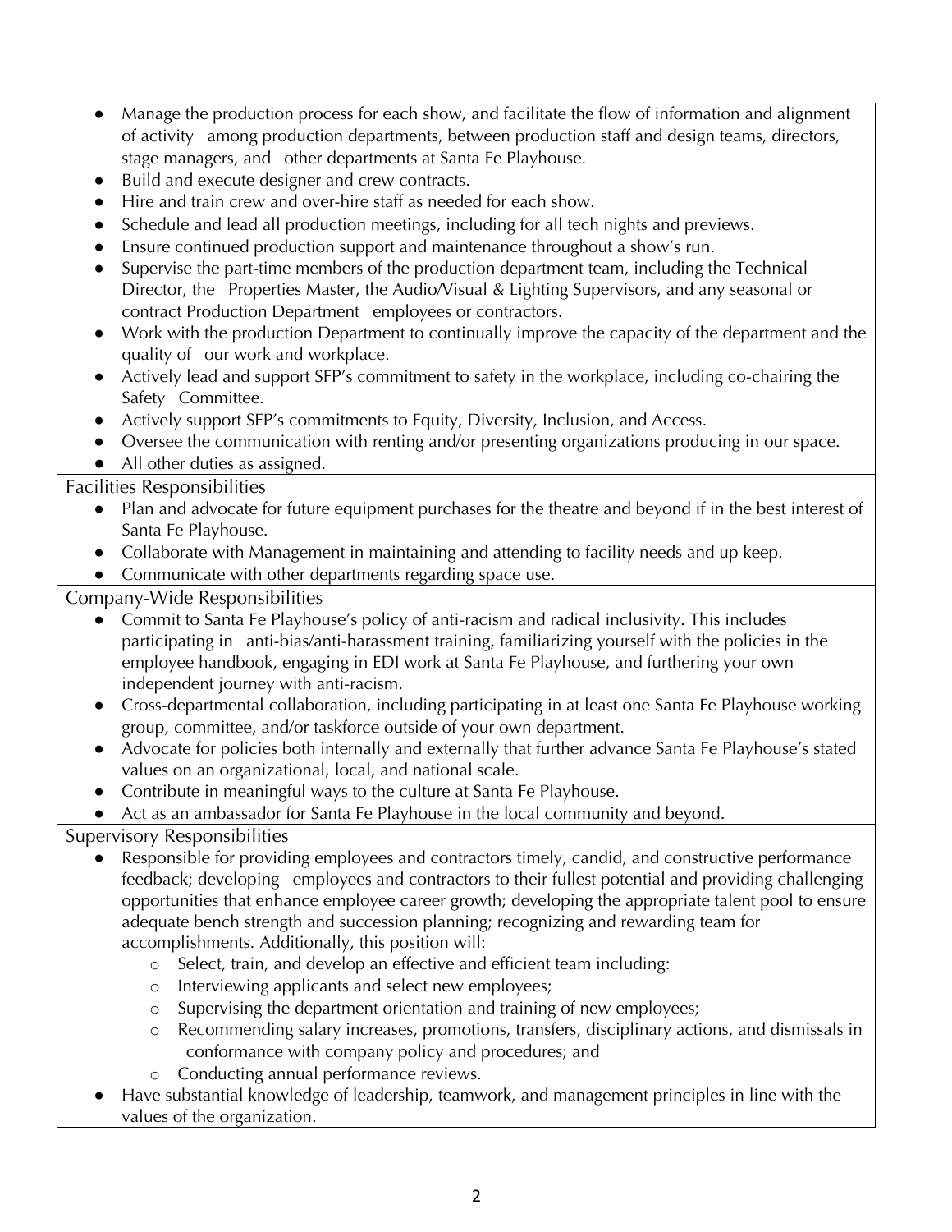- Manage the production process for each show, and facilitate the flow of information and alignment of activity among production departments, between production staff and design teams, directors, stage managers, and other departments at Santa Fe Playhouse.
- Build and execute designer and crew contracts.
- Hire and train crew and over-hire staff as needed for each show.
- Schedule and lead all production meetings, including for all tech nights and previews.
- Ensure continued production support and maintenance throughout a show's run.
- Supervise the part-time members of the production department team, including the Technical Director, the Properties Master, the Audio/Visual & Lighting Supervisors, and any seasonal or contract Production Department employees or contractors.
- Work with the production Department to continually improve the capacity of the department and the quality of our work and workplace.
- Actively lead and support SFP's commitment to safety in the workplace, including co-chairing the Safety Committee.
- Actively support SFP's commitments to Equity, Diversity, Inclusion, and Access.
- Oversee the communication with renting and/or presenting organizations producing in our space.
- All other duties as assigned.

### Facilities Responsibilities

- Plan and advocate for future equipment purchases for the theatre and beyond if in the best interest of Santa Fe Playhouse.
- Collaborate with Management in maintaining and attending to facility needs and up keep.
- Communicate with other departments regarding space use.

### Company-Wide Responsibilities

- Commit to Santa Fe Playhouse's policy of anti-racism and radical inclusivity. This includes participating in anti-bias/anti-harassment training, familiarizing yourself with the policies in the employee handbook, engaging in EDI work at Santa Fe Playhouse, and furthering your own independent journey with anti-racism.
- Cross-departmental collaboration, including participating in at least one Santa Fe Playhouse working group, committee, and/or taskforce outside of your own department.
- Advocate for policies both internally and externally that further advance Santa Fe Playhouse's stated values on an organizational, local, and national scale.
- Contribute in meaningful ways to the culture at Santa Fe Playhouse.
- Act as an ambassador for Santa Fe Playhouse in the local community and beyond.

### Supervisory Responsibilities

- Responsible for providing employees and contractors timely, candid, and constructive performance feedback; developing employees and contractors to their fullest potential and providing challenging opportunities that enhance employee career growth; developing the appropriate talent pool to ensure adequate bench strength and succession planning; recognizing and rewarding team for accomplishments. Additionally, this position will:
  - Select, train, and develop an effective and efficient team including:
  - Interviewing applicants and select new employees;
  - Supervising the department orientation and training of new employees;
  - Recommending salary increases, promotions, transfers, disciplinary actions, and dismissals in conformance with company policy and procedures; and
  - Conducting annual performance reviews.
- Have substantial knowledge of leadership, teamwork, and management principles in line with the values of the organization.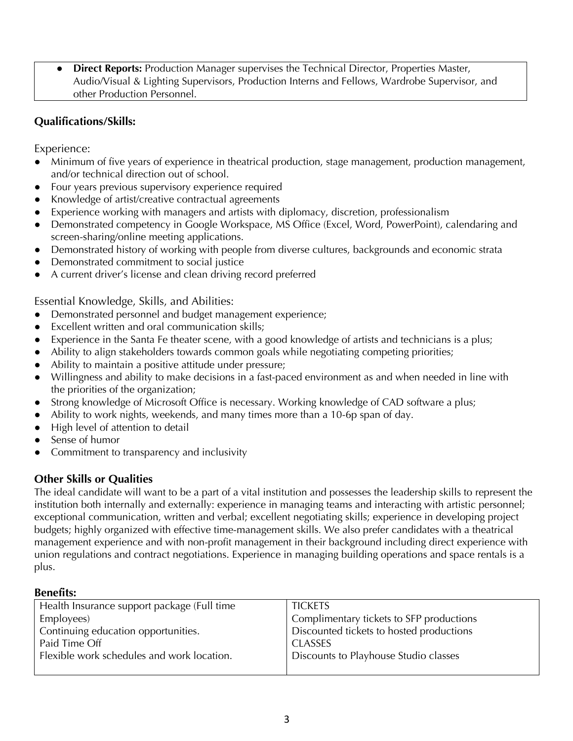- **Direct Reports:** Production Manager supervises the Technical Director, Properties Master, Audio/Visual & Lighting Supervisors, Production Interns and Fellows, Wardrobe Supervisor, and other Production Personnel.

## Qualifications/Skills:

Experience:

- Minimum of five years of experience in theatrical production, stage management, production management, and/or technical direction out of school.
- Four years previous supervisory experience required
- Knowledge of artist/creative contractual agreements
- Experience working with managers and artists with diplomacy, discretion, professionalism
- Demonstrated competency in Google Workspace, MS Office (Excel, Word, PowerPoint), calendaring and screen-sharing/online meeting applications.
- Demonstrated history of working with people from diverse cultures, backgrounds and economic strata
- Demonstrated commitment to social justice
- A current driver's license and clean driving record preferred

Essential Knowledge, Skills, and Abilities:

- Demonstrated personnel and budget management experience;
- Excellent written and oral communication skills;
- Experience in the Santa Fe theater scene, with a good knowledge of artists and technicians is a plus;
- Ability to align stakeholders towards common goals while negotiating competing priorities;
- Ability to maintain a positive attitude under pressure;
- Willingness and ability to make decisions in a fast-paced environment as and when needed in line with the priorities of the organization;
- Strong knowledge of Microsoft Office is necessary. Working knowledge of CAD software a plus;
- Ability to work nights, weekends, and many times more than a 10-6p span of day.
- High level of attention to detail
- Sense of humor
- Commitment to transparency and inclusivity

## Other Skills or Qualities

The ideal candidate will want to be a part of a vital institution and possesses the leadership skills to represent the institution both internally and externally: experience in managing teams and interacting with artistic personnel; exceptional communication, written and verbal; excellent negotiating skills; experience in developing project budgets; highly organized with effective time-management skills. We also prefer candidates with a theatrical management experience and with non-profit management in their background including direct experience with union regulations and contract negotiations. Experience in managing building operations and space rentals is a plus.

## Benefits:

| | |
|---|---|
| Health Insurance support package (Full time Employees)<br>Continuing education opportunities.<br>Paid Time Off<br>Flexible work schedules and work location. | TICKETS<br>Complimentary tickets to SFP productions<br>Discounted tickets to hosted productions<br>CLASSES<br>Discounts to Playhouse Studio classes |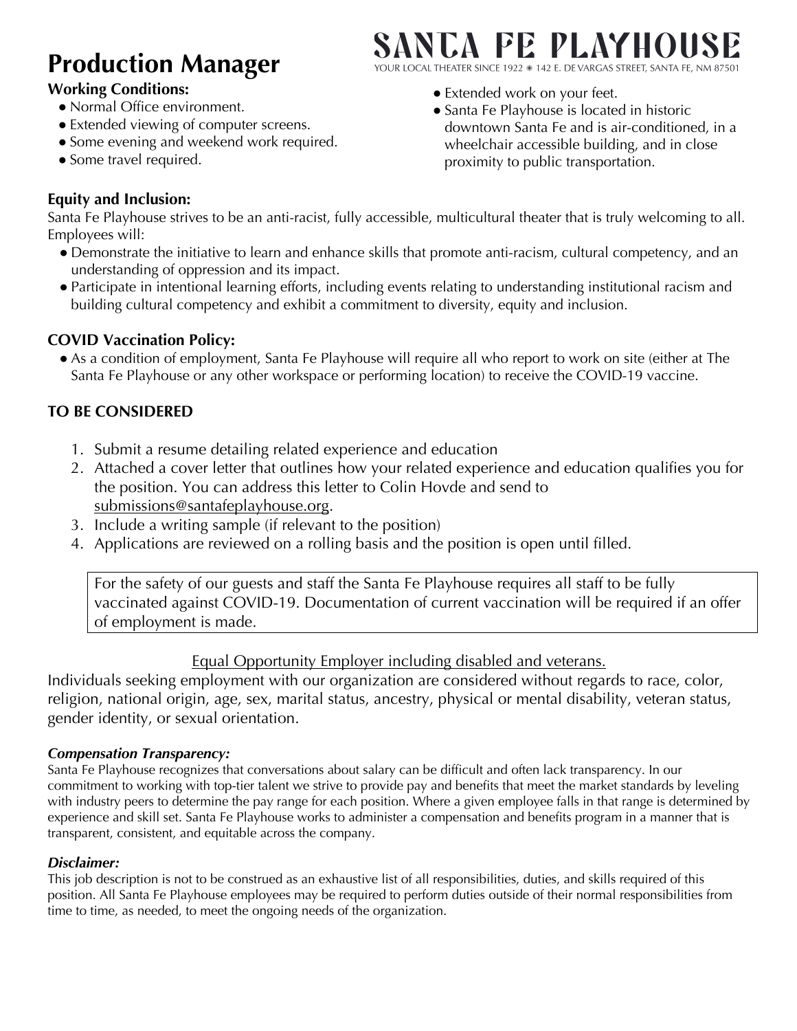# Production Manager

SANTA FE PLAYHOUSE
YOUR LOCAL THEATER SINCE 1922 ✷ 142 E. DE VARGAS STREET, SANTA FE, NM 87501

**Working Conditions:**

- Normal Office environment.
- Extended viewing of computer screens.
- Some evening and weekend work required.
- Some travel required.
- Extended work on your feet.
- Santa Fe Playhouse is located in historic downtown Santa Fe and is air-conditioned, in a wheelchair accessible building, and in close proximity to public transportation.

**Equity and Inclusion:**

Santa Fe Playhouse strives to be an anti-racist, fully accessible, multicultural theater that is truly welcoming to all. Employees will:

- Demonstrate the initiative to learn and enhance skills that promote anti-racism, cultural competency, and an understanding of oppression and its impact.
- Participate in intentional learning efforts, including events relating to understanding institutional racism and building cultural competency and exhibit a commitment to diversity, equity and inclusion.

**COVID Vaccination Policy:**

- As a condition of employment, Santa Fe Playhouse will require all who report to work on site (either at The Santa Fe Playhouse or any other workspace or performing location) to receive the COVID-19 vaccine.

**TO BE CONSIDERED**

1. Submit a resume detailing related experience and education
2. Attached a cover letter that outlines how your related experience and education qualifies you for the position. You can address this letter to Colin Hovde and send to submissions@santafeplayhouse.org.
3. Include a writing sample (if relevant to the position)
4. Applications are reviewed on a rolling basis and the position is open until filled.

For the safety of our guests and staff the Santa Fe Playhouse requires all staff to be fully vaccinated against COVID-19. Documentation of current vaccination will be required if an offer of employment is made.

Equal Opportunity Employer including disabled and veterans.

Individuals seeking employment with our organization are considered without regards to race, color, religion, national origin, age, sex, marital status, ancestry, physical or mental disability, veteran status, gender identity, or sexual orientation.

***Compensation Transparency:***

Santa Fe Playhouse recognizes that conversations about salary can be difficult and often lack transparency. In our commitment to working with top-tier talent we strive to provide pay and benefits that meet the market standards by leveling with industry peers to determine the pay range for each position. Where a given employee falls in that range is determined by experience and skill set. Santa Fe Playhouse works to administer a compensation and benefits program in a manner that is transparent, consistent, and equitable across the company.

***Disclaimer:***

This job description is not to be construed as an exhaustive list of all responsibilities, duties, and skills required of this position. All Santa Fe Playhouse employees may be required to perform duties outside of their normal responsibilities from time to time, as needed, to meet the ongoing needs of the organization.